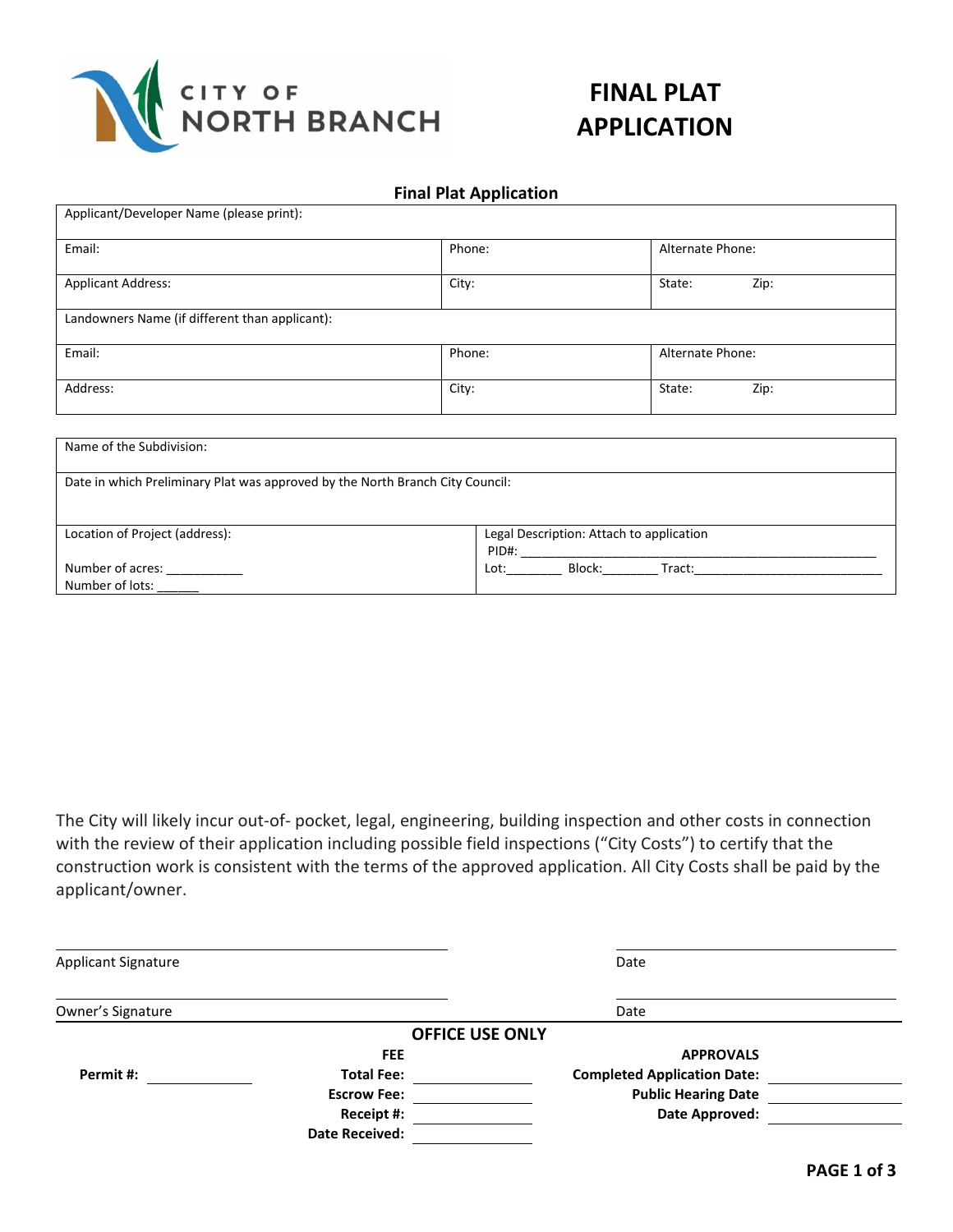CITY OF NORTH BRANCH

# FINAL PLAT APPLICATION

## Final Plat Application

| Applicant/Developer Name (please print): | | |
|---|---|---|
| Email: | Phone: | Alternate Phone: |
| Applicant Address: | City: | State: Zip: |
| Landowners Name (if different than applicant): | | |
| Email: | Phone: | Alternate Phone: |
| Address: | City: | State: Zip: |

| Name of the Subdivision: | |
|---|---|
| Date in which Preliminary Plat was approved by the North Branch City Council: | |
| Location of Project (address):<br><br>Number of acres: ___________<br>Number of lots: ______ | Legal Description: Attach to application<br>PID#: ____________________________________________________<br>Lot:________ Block:________ Tract:___________________________ |

The City will likely incur out-of- pocket, legal, engineering, building inspection and other costs in connection with the review of their application including possible field inspections ("City Costs") to certify that the construction work is consistent with the terms of the approved application. All City Costs shall be paid by the applicant/owner.

_______________________________________ Applicant Signature &nbsp;&nbsp;&nbsp;&nbsp; _______________________ Date

_______________________________________ Owner's Signature &nbsp;&nbsp;&nbsp;&nbsp; _______________________ Date

### OFFICE USE ONLY

| | | FEE | | APPROVALS | |
|---|---|---|---|---|---|
| **Permit #:** | | **Total Fee:** | | **Completed Application Date:** | |
| | | **Escrow Fee:** | | **Public Hearing Date** | |
| | | **Receipt #:** | | **Date Approved:** | |
| | | **Date Received:** | | | |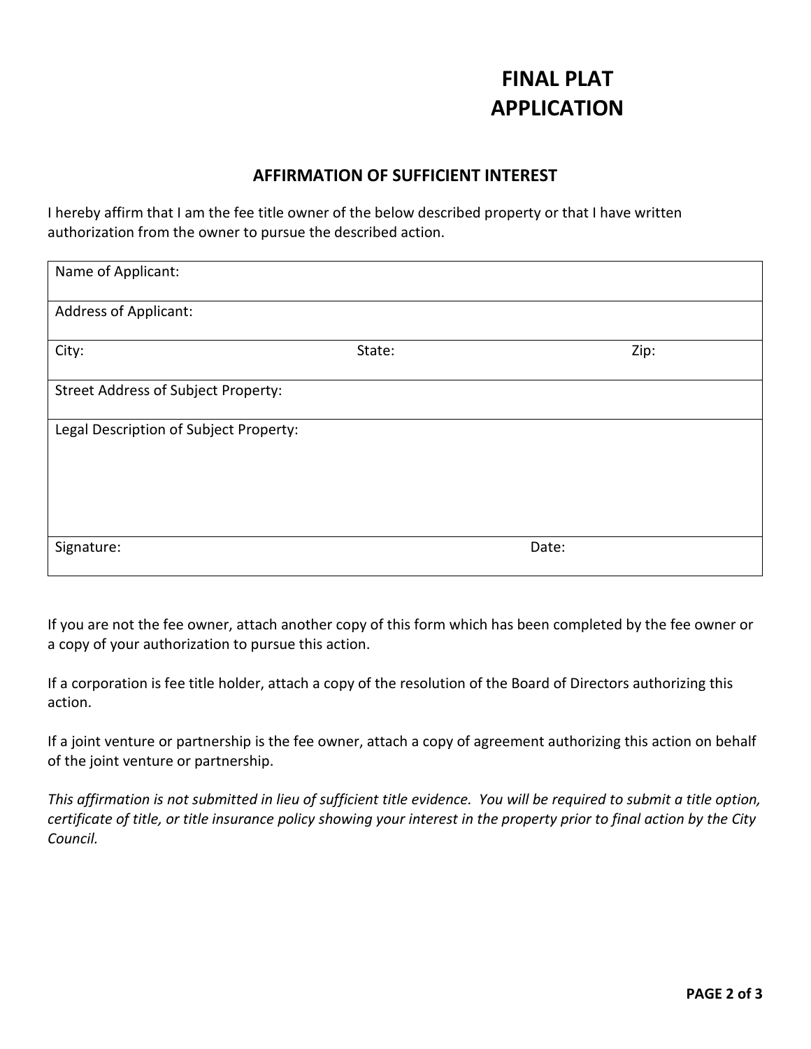# FINAL PLAT APPLICATION

## AFFIRMATION OF SUFFICIENT INTEREST

I hereby affirm that I am the fee title owner of the below described property or that I have written authorization from the owner to pursue the described action.

| Name of Applicant: | | |
|---|---|---|
| Address of Applicant: | | |
| City: | State: | Zip: |
| Street Address of Subject Property: | | |
| Legal Description of Subject Property: | | |
| Signature: | Date: | |

If you are not the fee owner, attach another copy of this form which has been completed by the fee owner or a copy of your authorization to pursue this action.

If a corporation is fee title holder, attach a copy of the resolution of the Board of Directors authorizing this action.

If a joint venture or partnership is the fee owner, attach a copy of agreement authorizing this action on behalf of the joint venture or partnership.

*This affirmation is not submitted in lieu of sufficient title evidence. You will be required to submit a title option, certificate of title, or title insurance policy showing your interest in the property prior to final action by the City Council.*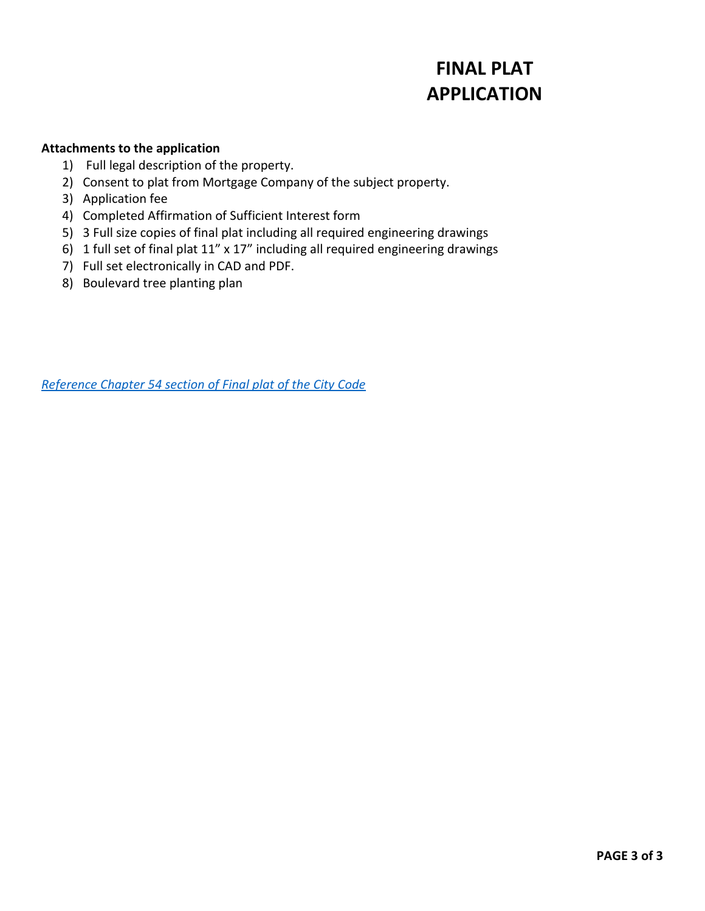# FINAL PLAT APPLICATION

**Attachments to the application**

1) Full legal description of the property.
2) Consent to plat from Mortgage Company of the subject property.
3) Application fee
4) Completed Affirmation of Sufficient Interest form
5) 3 Full size copies of final plat including all required engineering drawings
6) 1 full set of final plat 11" x 17" including all required engineering drawings
7) Full set electronically in CAD and PDF.
8) Boulevard tree planting plan

*Reference Chapter 54 section of Final plat of the City Code*